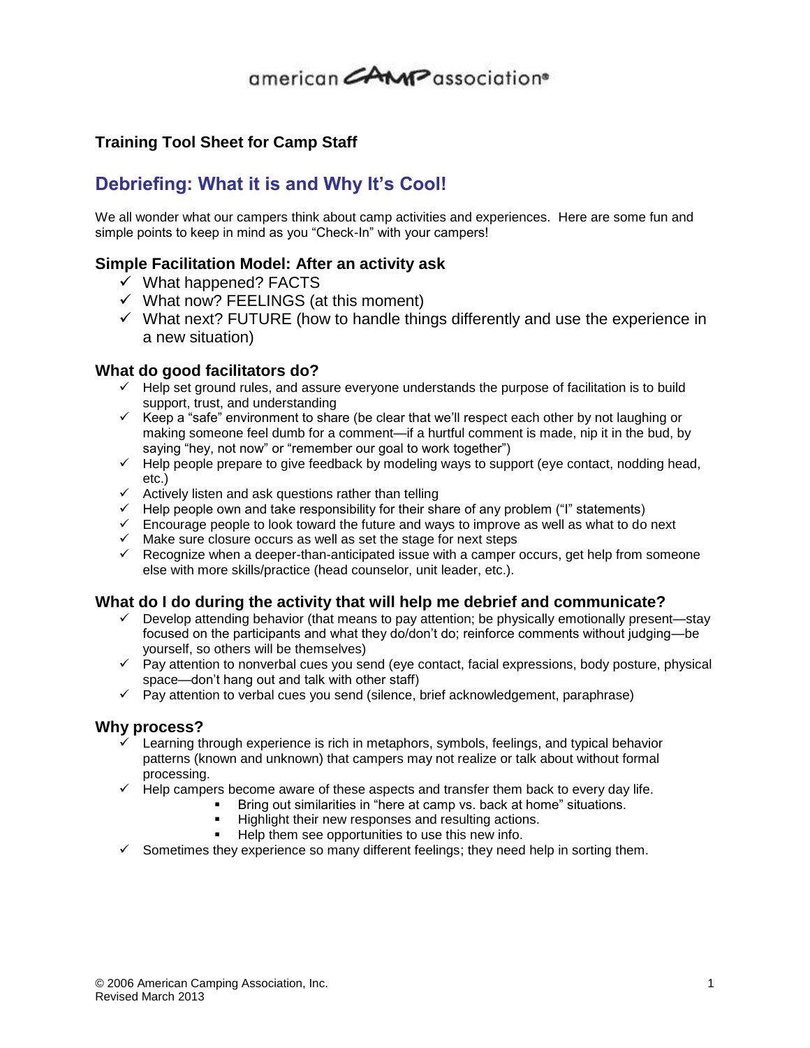american CAMP association®

**Training Tool Sheet for Camp Staff**

# Debriefing: What it is and Why It's Cool!

We all wonder what our campers think about camp activities and experiences. Here are some fun and simple points to keep in mind as you "Check-In" with your campers!

## Simple Facilitation Model: After an activity ask

- ✓ What happened? FACTS
- ✓ What now? FEELINGS (at this moment)
- ✓ What next? FUTURE (how to handle things differently and use the experience in a new situation)

## What do good facilitators do?

- ✓ Help set ground rules, and assure everyone understands the purpose of facilitation is to build support, trust, and understanding
- ✓ Keep a "safe" environment to share (be clear that we'll respect each other by not laughing or making someone feel dumb for a comment—if a hurtful comment is made, nip it in the bud, by saying "hey, not now" or "remember our goal to work together")
- ✓ Help people prepare to give feedback by modeling ways to support (eye contact, nodding head, etc.)
- ✓ Actively listen and ask questions rather than telling
- ✓ Help people own and take responsibility for their share of any problem ("I" statements)
- ✓ Encourage people to look toward the future and ways to improve as well as what to do next
- ✓ Make sure closure occurs as well as set the stage for next steps
- ✓ Recognize when a deeper-than-anticipated issue with a camper occurs, get help from someone else with more skills/practice (head counselor, unit leader, etc.).

## What do I do during the activity that will help me debrief and communicate?

- ✓ Develop attending behavior (that means to pay attention; be physically emotionally present—stay focused on the participants and what they do/don't do; reinforce comments without judging—be yourself, so others will be themselves)
- ✓ Pay attention to nonverbal cues you send (eye contact, facial expressions, body posture, physical space—don't hang out and talk with other staff)
- ✓ Pay attention to verbal cues you send (silence, brief acknowledgement, paraphrase)

## Why process?

- ✓ Learning through experience is rich in metaphors, symbols, feelings, and typical behavior patterns (known and unknown) that campers may not realize or talk about without formal processing.
- ✓ Help campers become aware of these aspects and transfer them back to every day life.
  - Bring out similarities in "here at camp vs. back at home" situations.
  - Highlight their new responses and resulting actions.
  - Help them see opportunities to use this new info.
- ✓ Sometimes they experience so many different feelings; they need help in sorting them.

© 2006 American Camping Association, Inc.
Revised March 2013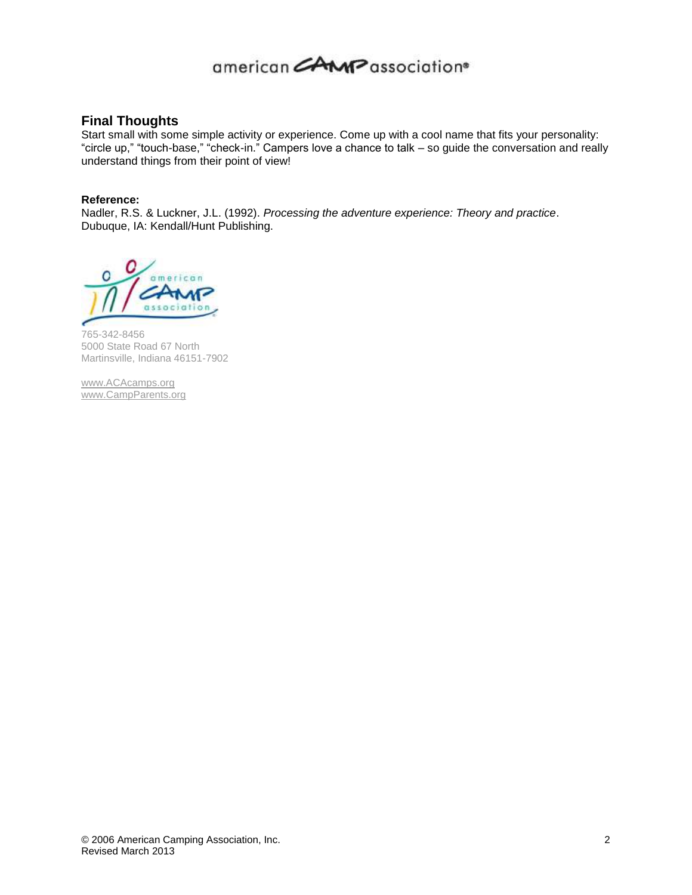## Final Thoughts

Start small with some simple activity or experience. Come up with a cool name that fits your personality: “circle up,” “touch-base,” “check-in.” Campers love a chance to talk – so guide the conversation and really understand things from their point of view!

**Reference:**
Nadler, R.S. & Luckner, J.L. (1992). *Processing the adventure experience: Theory and practice*. Dubuque, IA: Kendall/Hunt Publishing.

765-342-8456
5000 State Road 67 North
Martinsville, Indiana 46151-7902

www.ACAcamps.org
www.CampParents.org

© 2006 American Camping Association, Inc.
Revised March 2013